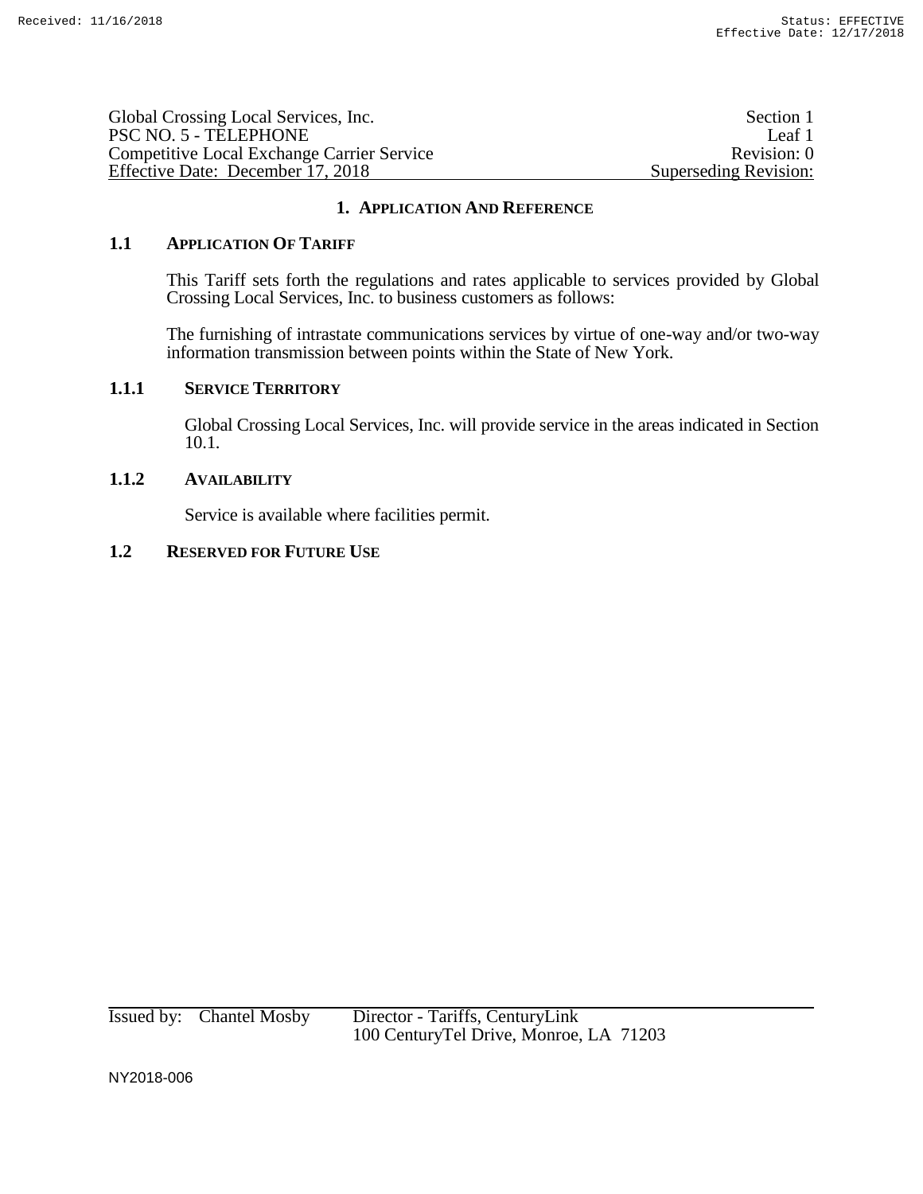# 1. Application And Reference

## 1.1 Application Of Tariff

This Tariff sets forth the regulations and rates applicable to services provided by Global Crossing Local Services, Inc. to business customers as follows:

The furnishing of intrastate communications services by virtue of one-way and/or two-way information transmission between points within the State of New York.

### 1.1.1 Service Territory

Global Crossing Local Services, Inc. will provide service in the areas indicated in Section 10.1.

### 1.1.2 Availability

Service is available where facilities permit.

## 1.2 Reserved for Future Use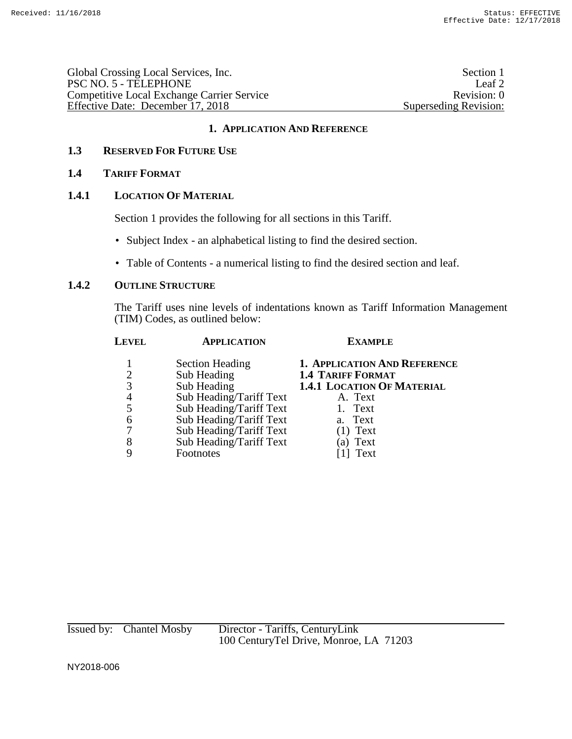## 1. APPLICATION AND REFERENCE

### 1.3 RESERVED FOR FUTURE USE

### 1.4 TARIFF FORMAT

#### 1.4.1 LOCATION OF MATERIAL

Section 1 provides the following for all sections in this Tariff.

- Subject Index - an alphabetical listing to find the desired section.
- Table of Contents - a numerical listing to find the desired section and leaf.

#### 1.4.2 OUTLINE STRUCTURE

The Tariff uses nine levels of indentations known as Tariff Information Management (TIM) Codes, as outlined below:

| LEVEL | APPLICATION | EXAMPLE |
|---|---|---|
| 1 | Section Heading | **1. APPLICATION AND REFERENCE** |
| 2 | Sub Heading | **1.4 TARIFF FORMAT** |
| 3 | Sub Heading | **1.4.1 LOCATION OF MATERIAL** |
| 4 | Sub Heading/Tariff Text | A. Text |
| 5 | Sub Heading/Tariff Text | 1. Text |
| 6 | Sub Heading/Tariff Text | a. Text |
| 7 | Sub Heading/Tariff Text | (1) Text |
| 8 | Sub Heading/Tariff Text | (a) Text |
| 9 | Footnotes | [1] Text |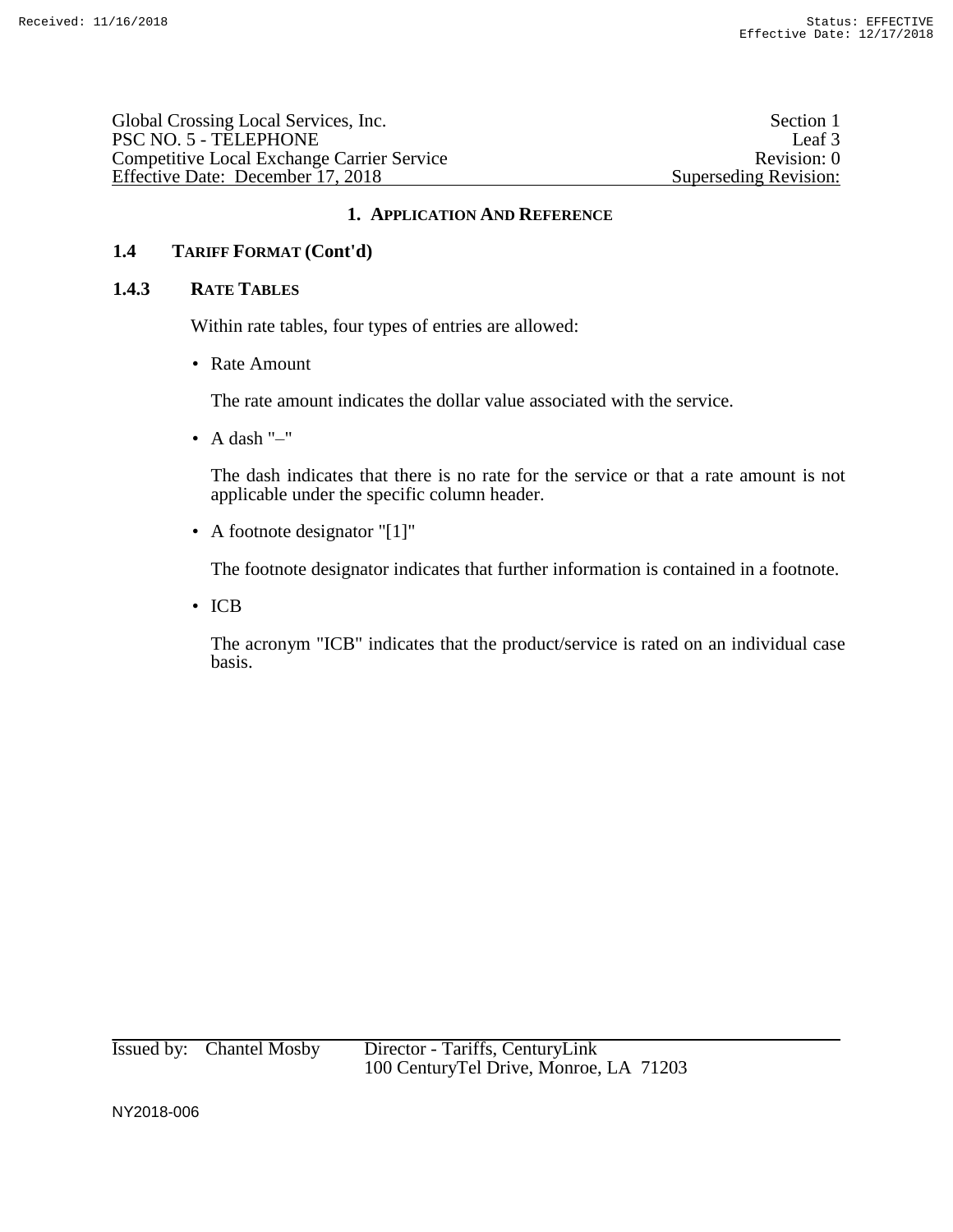## 1. APPLICATION AND REFERENCE

### 1.4 TARIFF FORMAT (Cont'd)

#### 1.4.3 RATE TABLES

Within rate tables, four types of entries are allowed:

- Rate Amount

  The rate amount indicates the dollar value associated with the service.

- A dash "–"

  The dash indicates that there is no rate for the service or that a rate amount is not applicable under the specific column header.

- A footnote designator "[1]"

  The footnote designator indicates that further information is contained in a footnote.

- ICB

  The acronym "ICB" indicates that the product/service is rated on an individual case basis.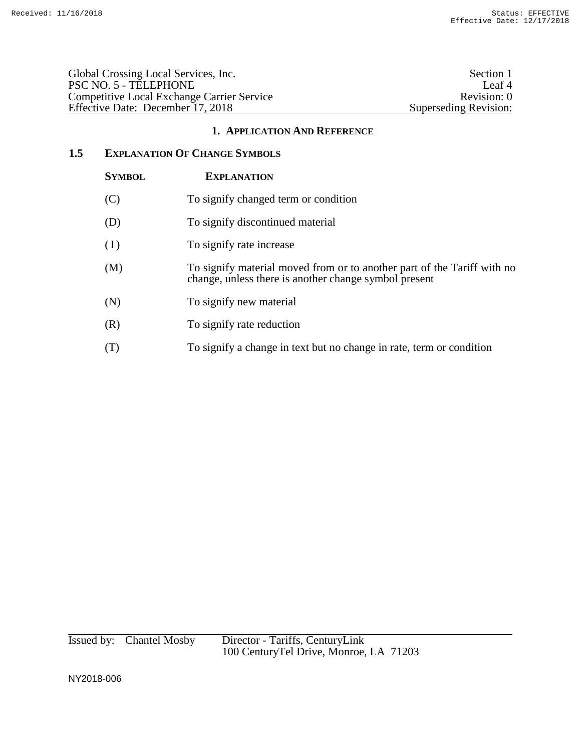## 1. Application And Reference

### 1.5 Explanation Of Change Symbols

| Symbol | Explanation |
| --- | --- |
| (C) | To signify changed term or condition |
| (D) | To signify discontinued material |
| (I) | To signify rate increase |
| (M) | To signify material moved from or to another part of the Tariff with no change, unless there is another change symbol present |
| (N) | To signify new material |
| (R) | To signify rate reduction |
| (T) | To signify a change in text but no change in rate, term or condition |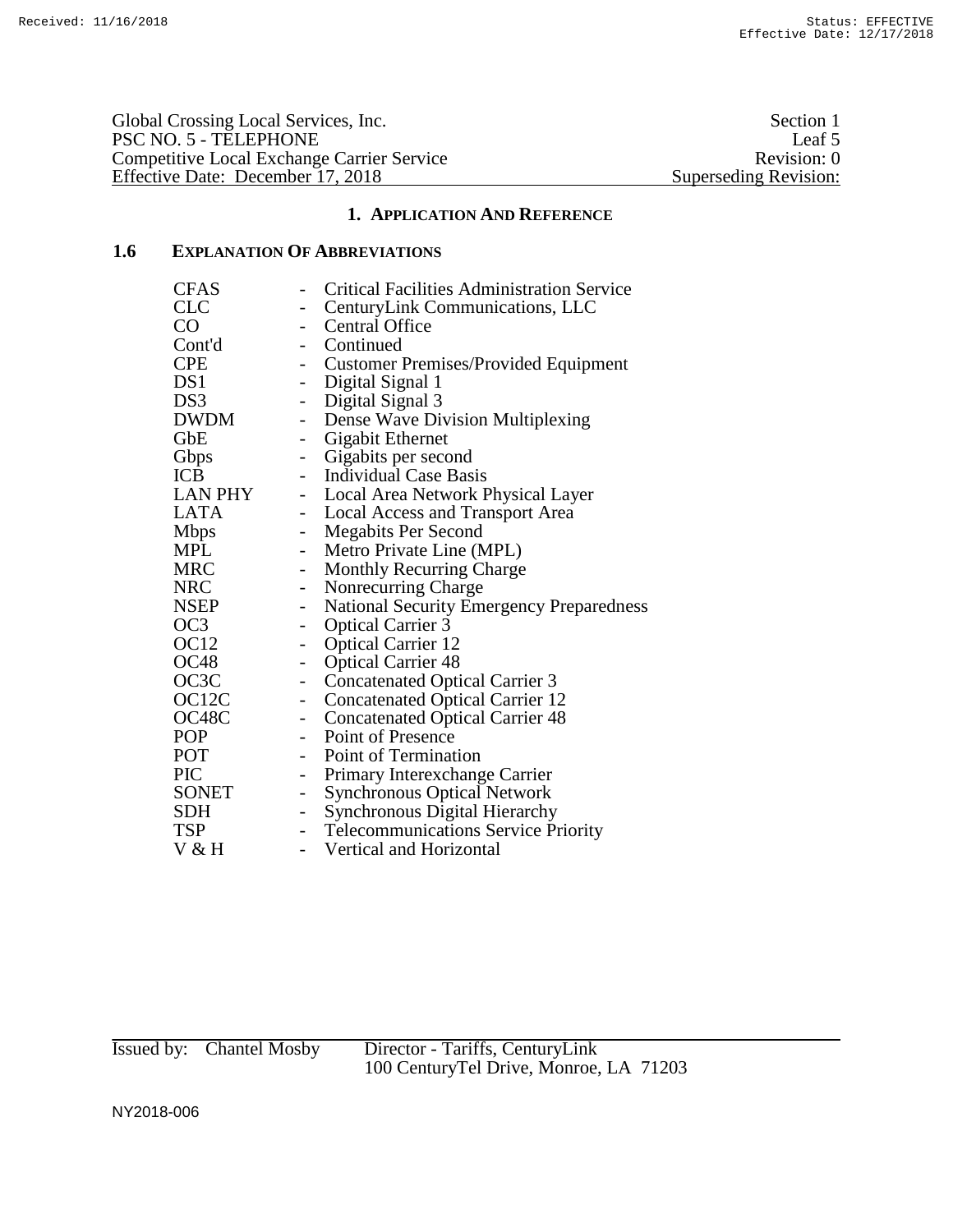Global Crossing Local Services, Inc. — Section 1
PSC NO. 5 - TELEPHONE — Leaf 5
Competitive Local Exchange Carrier Service — Revision: 0
Effective Date: December 17, 2018 — Superseding Revision:

## 1. APPLICATION AND REFERENCE

### 1.6 EXPLANATION OF ABBREVIATIONS

| | | |
|---|---|---|
| CFAS | - | Critical Facilities Administration Service |
| CLC | - | CenturyLink Communications, LLC |
| CO | - | Central Office |
| Cont'd | - | Continued |
| CPE | - | Customer Premises/Provided Equipment |
| DS1 | - | Digital Signal 1 |
| DS3 | - | Digital Signal 3 |
| DWDM | - | Dense Wave Division Multiplexing |
| GbE | - | Gigabit Ethernet |
| Gbps | - | Gigabits per second |
| ICB | - | Individual Case Basis |
| LAN PHY | - | Local Area Network Physical Layer |
| LATA | - | Local Access and Transport Area |
| Mbps | - | Megabits Per Second |
| MPL | - | Metro Private Line (MPL) |
| MRC | - | Monthly Recurring Charge |
| NRC | - | Nonrecurring Charge |
| NSEP | - | National Security Emergency Preparedness |
| OC3 | - | Optical Carrier 3 |
| OC12 | - | Optical Carrier 12 |
| OC48 | - | Optical Carrier 48 |
| OC3C | - | Concatenated Optical Carrier 3 |
| OC12C | - | Concatenated Optical Carrier 12 |
| OC48C | - | Concatenated Optical Carrier 48 |
| POP | - | Point of Presence |
| POT | - | Point of Termination |
| PIC | - | Primary Interexchange Carrier |
| SONET | - | Synchronous Optical Network |
| SDH | - | Synchronous Digital Hierarchy |
| TSP | - | Telecommunications Service Priority |
| V & H | - | Vertical and Horizontal |

Issued by: Chantel Mosby Director - Tariffs, CenturyLink
100 CenturyTel Drive, Monroe, LA 71203

NY2018-006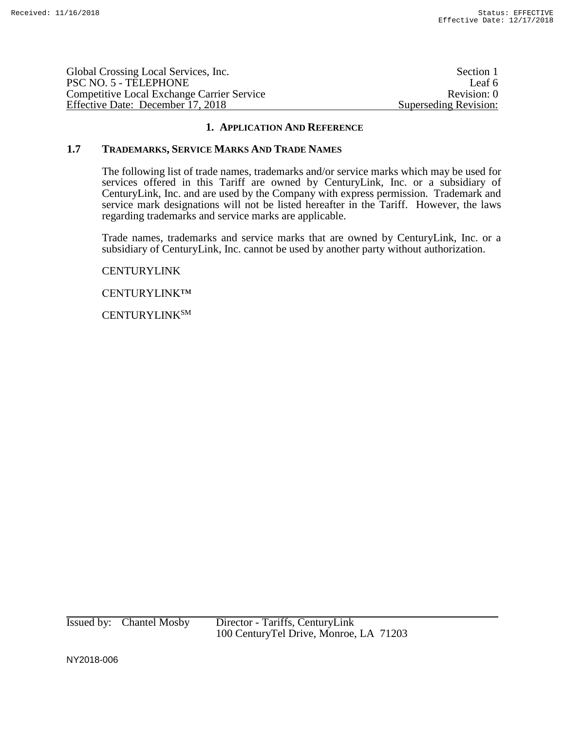## 1. Application And Reference

### 1.7 Trademarks, Service Marks And Trade Names

The following list of trade names, trademarks and/or service marks which may be used for services offered in this Tariff are owned by CenturyLink, Inc. or a subsidiary of CenturyLink, Inc. and are used by the Company with express permission. Trademark and service mark designations will not be listed hereafter in the Tariff. However, the laws regarding trademarks and service marks are applicable.

Trade names, trademarks and service marks that are owned by CenturyLink, Inc. or a subsidiary of CenturyLink, Inc. cannot be used by another party without authorization.

CENTURYLINK

CENTURYLINK™

CENTURYLINK℠